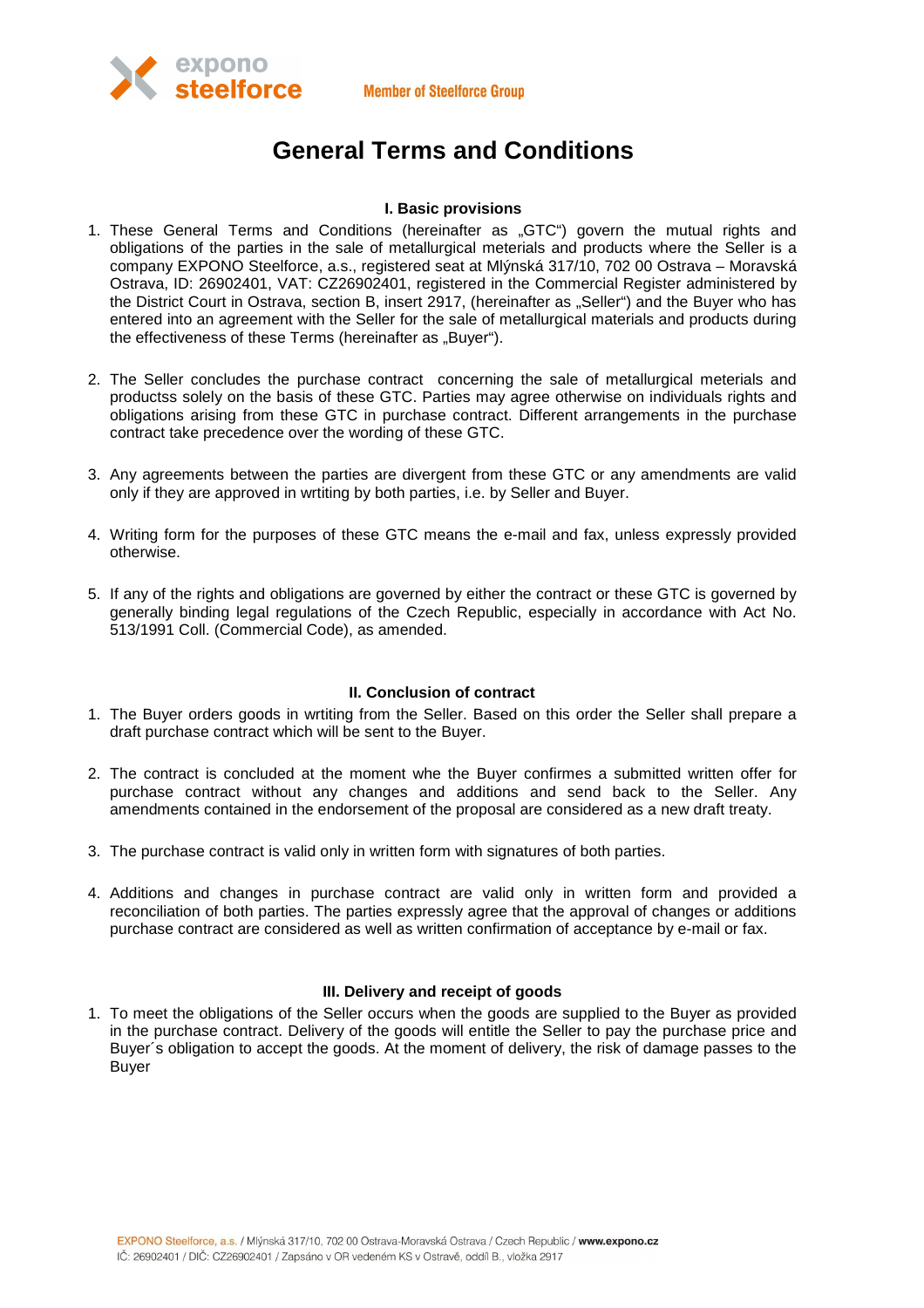# General Terms and Conditions

## I. Basic provisions

1. These General Terms and Conditions (hereinafter as „GTC") govern the mutual rights and obligations of the parties in the sale of metallurgical materials and products where the Seller is a company EXPONO Steelforce, a.s., registered seat at Mlýnská 317/10, 702 00 Ostrava – Moravská Ostrava, ID: 26902401, VAT: CZ26902401, registered in the Commercial Register administered by the District Court in Ostrava, section B, insert 2917, (hereinafter as „Seller") and the Buyer who has entered into an agreement with the Seller for the sale of metallurgical materials and products during the effectiveness of these Terms (hereinafter as „Buyer").

2. The Seller concludes the purchase contract concerning the sale of metallurgical meterials and productss solely on the basis of these GTC. Parties may agree otherwise on individuals rights and obligations arising from these GTC in purchase contract. Different arrangements in the purchase contract take precedence over the wording of these GTC.

3. Any agreements between the parties are divergent from these GTC or any amendments are valid only if they are approved in wrtiting by both parties, i.e. by Seller and Buyer.

4. Writing form for the purposes of these GTC means the e-mail and fax, unless expressly provided otherwise.

5. If any of the rights and obligations are governed by either the contract or these GTC is governed by generally binding legal regulations of the Czech Republic, especially in accordance with Act No. 513/1991 Coll. (Commercial Code), as amended.

## II. Conclusion of contract

1. The Buyer orders goods in wrtiting from the Seller. Based on this order the Seller shall prepare a draft purchase contract which will be sent to the Buyer.

2. The contract is concluded at the moment whe the Buyer confirmes a submitted written offer for purchase contract without any changes and additions and send back to the Seller. Any amendments contained in the endorsement of the proposal are considered as a new draft treaty.

3. The purchase contract is valid only in written form with signatures of both parties.

4. Additions and changes in purchase contract are valid only in written form and provided a reconciliation of both parties. The parties expressly agree that the approval of changes or additions purchase contract are considered as well as written confirmation of acceptance by e-mail or fax.

## III. Delivery and receipt of goods

1. To meet the obligations of the Seller occurs when the goods are supplied to the Buyer as provided in the purchase contract. Delivery of the goods will entitle the Seller to pay the purchase price and Buyer´s obligation to accept the goods. At the moment of delivery, the risk of damage passes to the Buyer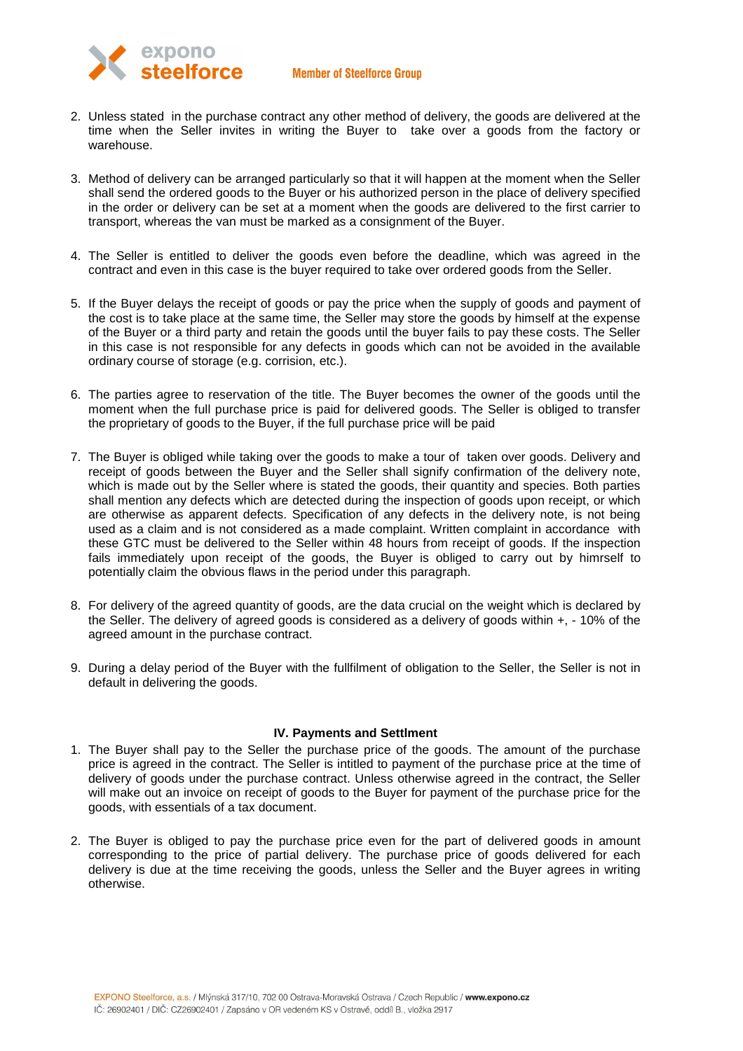2. Unless stated in the purchase contract any other method of delivery, the goods are delivered at the time when the Seller invites in writing the Buyer to take over a goods from the factory or warehouse.

3. Method of delivery can be arranged particularly so that it will happen at the moment when the Seller shall send the ordered goods to the Buyer or his authorized person in the place of delivery specified in the order or delivery can be set at a moment when the goods are delivered to the first carrier to transport, whereas the van must be marked as a consignment of the Buyer.

4. The Seller is entitled to deliver the goods even before the deadline, which was agreed in the contract and even in this case is the buyer required to take over ordered goods from the Seller.

5. If the Buyer delays the receipt of goods or pay the price when the supply of goods and payment of the cost is to take place at the same time, the Seller may store the goods by himself at the expense of the Buyer or a third party and retain the goods until the buyer fails to pay these costs. The Seller in this case is not responsible for any defects in goods which can not be avoided in the available ordinary course of storage (e.g. corrision, etc.).

6. The parties agree to reservation of the title. The Buyer becomes the owner of the goods until the moment when the full purchase price is paid for delivered goods. The Seller is obliged to transfer the proprietary of goods to the Buyer, if the full purchase price will be paid

7. The Buyer is obliged while taking over the goods to make a tour of taken over goods. Delivery and receipt of goods between the Buyer and the Seller shall signify confirmation of the delivery note, which is made out by the Seller where is stated the goods, their quantity and species. Both parties shall mention any defects which are detected during the inspection of goods upon receipt, or which are otherwise as apparent defects. Specification of any defects in the delivery note, is not being used as a claim and is not considered as a made complaint. Written complaint in accordance with these GTC must be delivered to the Seller within 48 hours from receipt of goods. If the inspection fails immediately upon receipt of the goods, the Buyer is obliged to carry out by himrself to potentially claim the obvious flaws in the period under this paragraph.

8. For delivery of the agreed quantity of goods, are the data crucial on the weight which is declared by the Seller. The delivery of agreed goods is considered as a delivery of goods within +, - 10% of the agreed amount in the purchase contract.

9. During a delay period of the Buyer with the fullfilment of obligation to the Seller, the Seller is not in default in delivering the goods.

## IV. Payments and Settlment

1. The Buyer shall pay to the Seller the purchase price of the goods. The amount of the purchase price is agreed in the contract. The Seller is intitled to payment of the purchase price at the time of delivery of goods under the purchase contract. Unless otherwise agreed in the contract, the Seller will make out an invoice on receipt of goods to the Buyer for payment of the purchase price for the goods, with essentials of a tax document.

2. The Buyer is obliged to pay the purchase price even for the part of delivered goods in amount corresponding to the price of partial delivery. The purchase price of goods delivered for each delivery is due at the time receiving the goods, unless the Seller and the Buyer agrees in writing otherwise.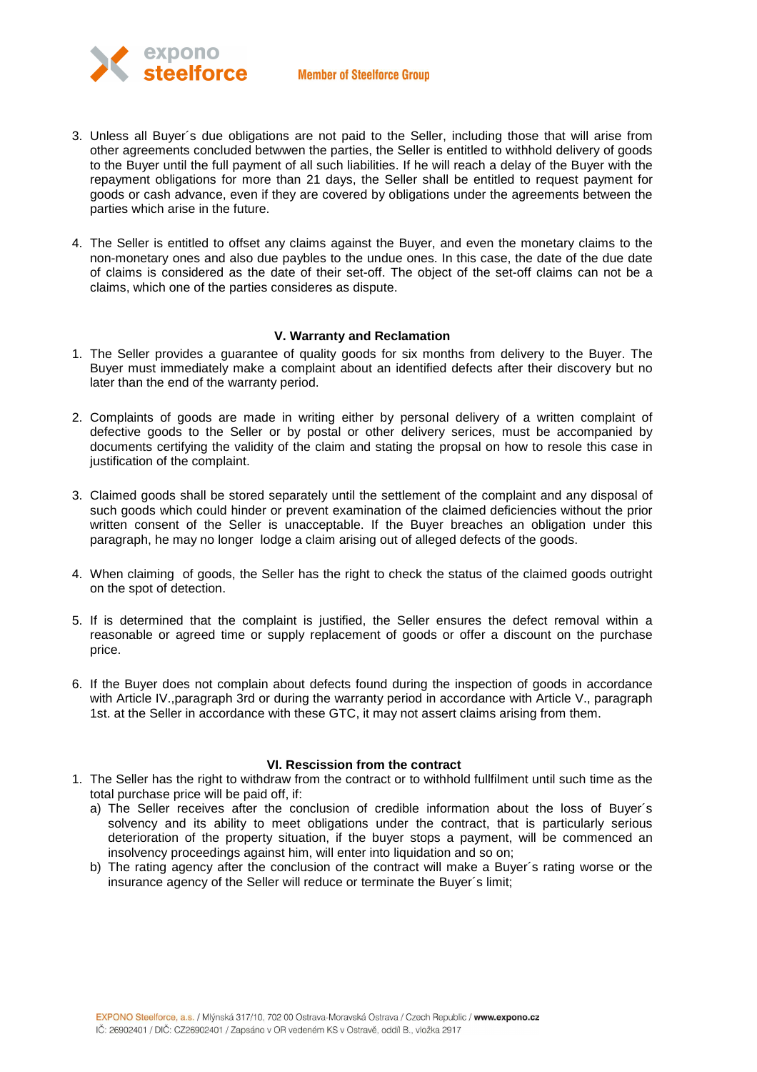3. Unless all Buyer´s due obligations are not paid to the Seller, including those that will arise from other agreements concluded betwwen the parties, the Seller is entitled to withhold delivery of goods to the Buyer until the full payment of all such liabilities. If he will reach a delay of the Buyer with the repayment obligations for more than 21 days, the Seller shall be entitled to request payment for goods or cash advance, even if they are covered by obligations under the agreements between the parties which arise in the future.

4. The Seller is entitled to offset any claims against the Buyer, and even the monetary claims to the non-monetary ones and also due paybles to the undue ones. In this case, the date of the due date of claims is considered as the date of their set-off. The object of the set-off claims can not be a claims, which one of the parties consideres as dispute.

### V. Warranty and Reclamation

1. The Seller provides a guarantee of quality goods for six months from delivery to the Buyer. The Buyer must immediately make a complaint about an identified defects after their discovery but no later than the end of the warranty period.

2. Complaints of goods are made in writing either by personal delivery of a written complaint of defective goods to the Seller or by postal or other delivery serices, must be accompanied by documents certifying the validity of the claim and stating the propsal on how to resole this case in justification of the complaint.

3. Claimed goods shall be stored separately until the settlement of the complaint and any disposal of such goods which could hinder or prevent examination of the claimed deficiencies without the prior written consent of the Seller is unacceptable. If the Buyer breaches an obligation under this paragraph, he may no longer lodge a claim arising out of alleged defects of the goods.

4. When claiming of goods, the Seller has the right to check the status of the claimed goods outright on the spot of detection.

5. If is determined that the complaint is justified, the Seller ensures the defect removal within a reasonable or agreed time or supply replacement of goods or offer a discount on the purchase price.

6. If the Buyer does not complain about defects found during the inspection of goods in accordance with Article IV.,paragraph 3rd or during the warranty period in accordance with Article V., paragraph 1st. at the Seller in accordance with these GTC, it may not assert claims arising from them.

### VI. Rescission from the contract

1. The Seller has the right to withdraw from the contract or to withhold fullfilment until such time as the total purchase price will be paid off, if:
   a) The Seller receives after the conclusion of credible information about the loss of Buyer´s solvency and its ability to meet obligations under the contract, that is particularly serious deterioration of the property situation, if the buyer stops a payment, will be commenced an insolvency proceedings against him, will enter into liquidation and so on;
   b) The rating agency after the conclusion of the contract will make a Buyer´s rating worse or the insurance agency of the Seller will reduce or terminate the Buyer´s limit;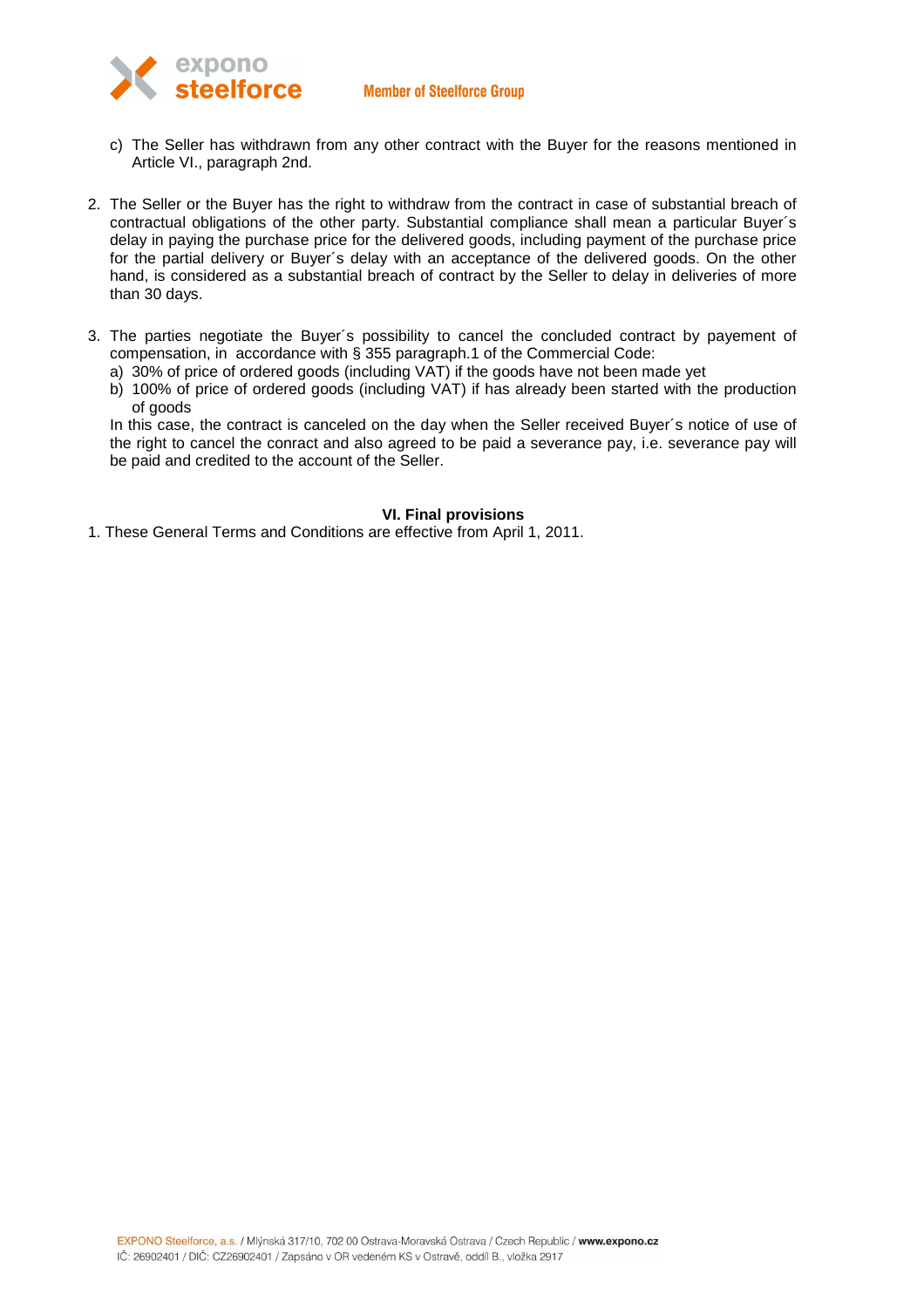c) The Seller has withdrawn from any other contract with the Buyer for the reasons mentioned in Article VI., paragraph 2nd.

2. The Seller or the Buyer has the right to withdraw from the contract in case of substantial breach of contractual obligations of the other party. Substantial compliance shall mean a particular Buyer´s delay in paying the purchase price for the delivered goods, including payment of the purchase price for the partial delivery or Buyer´s delay with an acceptance of the delivered goods. On the other hand, is considered as a substantial breach of contract by the Seller to delay in deliveries of more than 30 days.

3. The parties negotiate the Buyer´s possibility to cancel the concluded contract by payement of compensation, in accordance with § 355 paragraph.1 of the Commercial Code:
   a) 30% of price of ordered goods (including VAT) if the goods have not been made yet
   b) 100% of price of ordered goods (including VAT) if has already been started with the production of goods

   In this case, the contract is canceled on the day when the Seller received Buyer´s notice of use of the right to cancel the conract and also agreed to be paid a severance pay, i.e. severance pay will be paid and credited to the account of the Seller.

### VI. Final provisions

1. These General Terms and Conditions are effective from April 1, 2011.